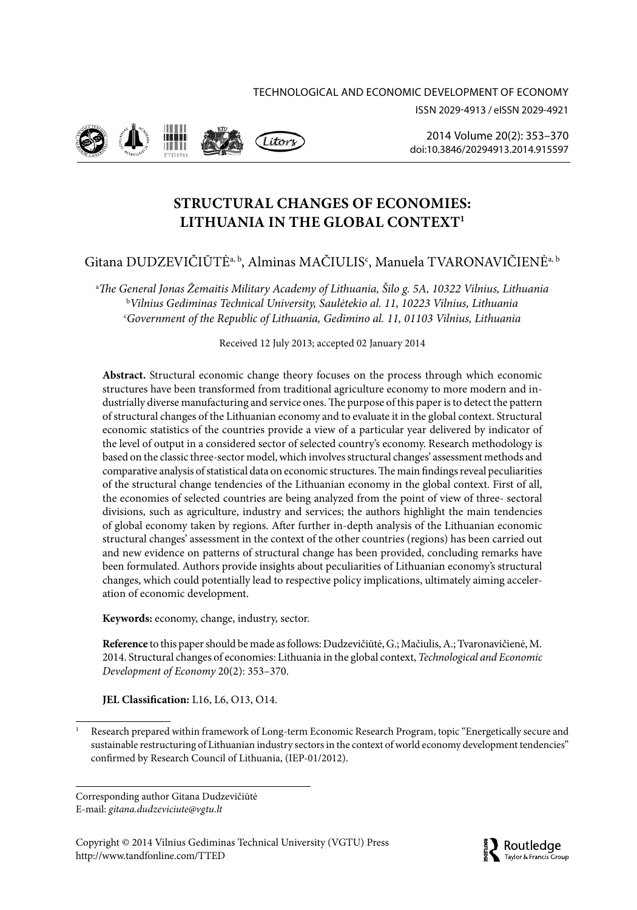# STRUCTURAL CHANGES OF ECONOMIES: LITHUANIA IN THE GLOBAL CONTEXT[1]

Gitana DUDZEVIČIŪTĖ[a, b], Alminas MAČIULIS[c], Manuela TVARONAVIČIENĖ[a, b]

[a]*The General Jonas Žemaitis Military Academy of Lithuania, Šilo g. 5A, 10322 Vilnius, Lithuania*
[b]*Vilnius Gediminas Technical University, Saulėtekio al. 11, 10223 Vilnius, Lithuania*
[c]*Government of the Republic of Lithuania, Gedimino al. 11, 01103 Vilnius, Lithuania*

Received 12 July 2013; accepted 02 January 2014

**Abstract.** Structural economic change theory focuses on the process through which economic structures have been transformed from traditional agriculture economy to more modern and industrially diverse manufacturing and service ones. The purpose of this paper is to detect the pattern of structural changes of the Lithuanian economy and to evaluate it in the global context. Structural economic statistics of the countries provide a view of a particular year delivered by indicator of the level of output in a considered sector of selected country's economy. Research methodology is based on the classic three-sector model, which involves structural changes' assessment methods and comparative analysis of statistical data on economic structures. The main findings reveal peculiarities of the structural change tendencies of the Lithuanian economy in the global context. First of all, the economies of selected countries are being analyzed from the point of view of three- sectoral divisions, such as agriculture, industry and services; the authors highlight the main tendencies of global economy taken by regions. After further in-depth analysis of the Lithuanian economic structural changes' assessment in the context of the other countries (regions) has been carried out and new evidence on patterns of structural change has been provided, concluding remarks have been formulated. Authors provide insights about peculiarities of Lithuanian economy's structural changes, which could potentially lead to respective policy implications, ultimately aiming acceleration of economic development.

**Keywords:** economy, change, industry, sector.

**Reference** to this paper should be made as follows: Dudzevičiūtė, G.; Mačiulis, A.; Tvaronavičienė, M. 2014. Structural changes of economies: Lithuania in the global context, *Technological and Economic Development of Economy* 20(2): 353–370.

**JEL Classification:** L16, L6, O13, O14.

[1] Research prepared within framework of Long-term Economic Research Program, topic "Energetically secure and sustainable restructuring of Lithuanian industry sectors in the context of world economy development tendencies" confirmed by Research Council of Lithuania, (IEP-01/2012).

Corresponding author Gitana Dudzevičiūtė
E-mail: *gitana.dudzeviciute@vgtu.lt*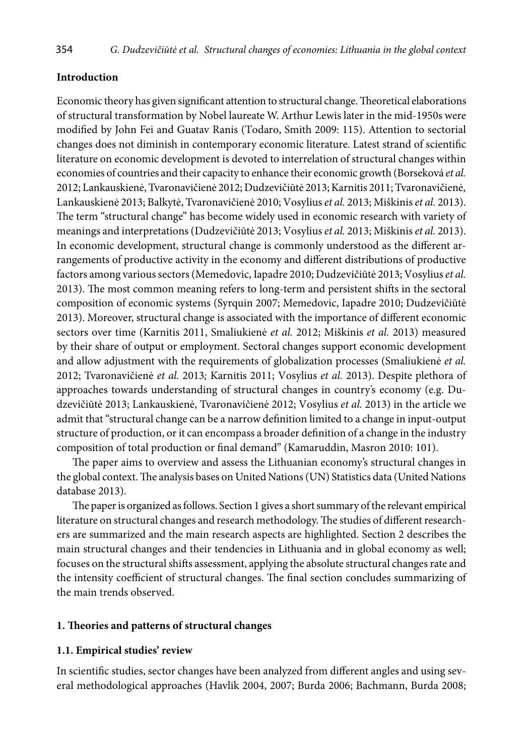## Introduction

Economic theory has given significant attention to structural change. Theoretical elaborations of structural transformation by Nobel laureate W. Arthur Lewis later in the mid-1950s were modified by John Fei and Guatav Ranis (Todaro, Smith 2009: 115). Attention to sectorial changes does not diminish in contemporary economic literature. Latest strand of scientific literature on economic development is devoted to interrelation of structural changes within economies of countries and their capacity to enhance their economic growth (Borseková *et al.* 2012; Lankauskienė, Tvaronavičienė 2012; Dudzevičiūtė 2013; Karnitis 2011; Tvaronavičienė, Lankauskienė 2013; Balkytė, Tvaronavičienė 2010; Vosylius *et al.* 2013; Miškinis *et al.* 2013). The term "structural change" has become widely used in economic research with variety of meanings and interpretations (Dudzevičiūtė 2013; Vosylius *et al.* 2013; Miškinis *et al.* 2013). In economic development, structural change is commonly understood as the different arrangements of productive activity in the economy and different distributions of productive factors among various sectors (Memedovic, Iapadre 2010; Dudzevičiūtė 2013; Vosylius *et al.* 2013). The most common meaning refers to long-term and persistent shifts in the sectoral composition of economic systems (Syrquin 2007; Memedovic, Iapadre 2010; Dudzevičiūtė 2013). Moreover, structural change is associated with the importance of different economic sectors over time (Karnitis 2011, Smaliukienė *et al.* 2012; Miškinis *et al.* 2013) measured by their share of output or employment. Sectoral changes support economic development and allow adjustment with the requirements of globalization processes (Smaliukienė *et al.* 2012; Tvaronavičienė *et al.* 2013*;* Karnitis 2011; Vosylius *et al.* 2013). Despite plethora of approaches towards understanding of structural changes in country's economy (e.g. Dudzevičiūtė 2013; Lankauskienė, Tvaronavičienė 2012; Vosylius *et al.* 2013) in the article we admit that "structural change can be a narrow definition limited to a change in input-output structure of production, or it can encompass a broader definition of a change in the industry composition of total production or final demand" (Kamaruddin, Masron 2010: 101).

The paper aims to overview and assess the Lithuanian economy's structural changes in the global context. The analysis bases on United Nations (UN) Statistics data (United Nations database 2013).

The paper is organized as follows. Section 1 gives a short summary of the relevant empirical literature on structural changes and research methodology. The studies of different researchers are summarized and the main research aspects are highlighted. Section 2 describes the main structural changes and their tendencies in Lithuania and in global economy as well; focuses on the structural shifts assessment, applying the absolute structural changes rate and the intensity coefficient of structural changes. The final section concludes summarizing of the main trends observed.

## 1. Theories and patterns of structural changes

### 1.1. Empirical studies' review

In scientific studies, sector changes have been analyzed from different angles and using several methodological approaches (Havlik 2004, 2007; Burda 2006; Bachmann, Burda 2008;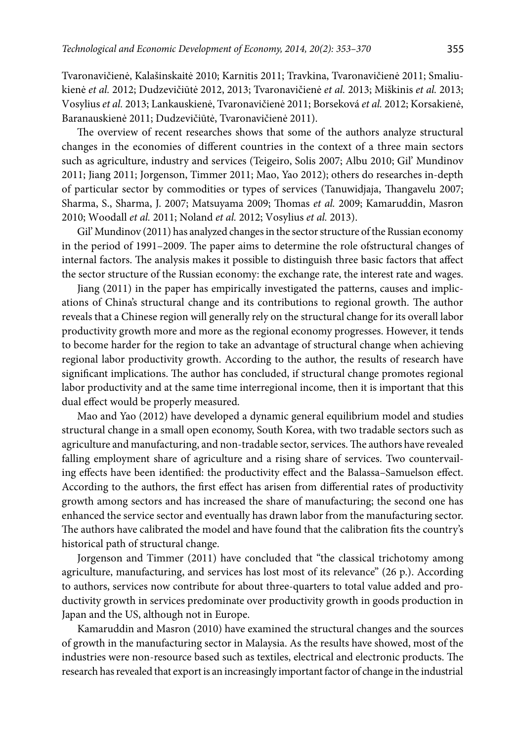Tvaronavičienė, Kalašinskaitė 2010; Karnitis 2011; Travkina, Tvaronavičienė 2011; Smaliukienė *et al.* 2012; Dudzevičiūtė 2012, 2013; Tvaronavičienė *et al.* 2013; Miškinis *et al.* 2013; Vosylius *et al.* 2013; Lankauskienė, Tvaronavičienė 2011; Borseková *et al.* 2012; Korsakienė, Baranauskienė 2011; Dudzevičiūtė, Tvaronavičienė 2011).

The overview of recent researches shows that some of the authors analyze structural changes in the economies of different countries in the context of a three main sectors such as agriculture, industry and services (Teigeiro, Solis 2007; Albu 2010; Gil' Mundinov 2011; Jiang 2011; Jorgenson, Timmer 2011; Mao, Yao 2012); others do researches in-depth of particular sector by commodities or types of services (Tanuwidjaja, Thangavelu 2007; Sharma, S., Sharma, J. 2007; Matsuyama 2009; Thomas *et al.* 2009; Kamaruddin, Masron 2010; Woodall *et al.* 2011; Noland *et al.* 2012; Vosylius *et al.* 2013).

Gil' Mundinov (2011) has analyzed changes in the sector structure of the Russian economy in the period of 1991–2009. The paper aims to determine the role ofstructural changes of internal factors. The analysis makes it possible to distinguish three basic factors that affect the sector structure of the Russian economy: the exchange rate, the interest rate and wages.

Jiang (2011) in the paper has empirically investigated the patterns, causes and implications of China's structural change and its contributions to regional growth. The author reveals that a Chinese region will generally rely on the structural change for its overall labor productivity growth more and more as the regional economy progresses. However, it tends to become harder for the region to take an advantage of structural change when achieving regional labor productivity growth. According to the author, the results of research have significant implications. The author has concluded, if structural change promotes regional labor productivity and at the same time interregional income, then it is important that this dual effect would be properly measured.

Mao and Yao (2012) have developed a dynamic general equilibrium model and studies structural change in a small open economy, South Korea, with two tradable sectors such as agriculture and manufacturing, and non-tradable sector, services. The authors have revealed falling employment share of agriculture and a rising share of services. Two countervailing effects have been identified: the productivity effect and the Balassa–Samuelson effect. According to the authors, the first effect has arisen from differential rates of productivity growth among sectors and has increased the share of manufacturing; the second one has enhanced the service sector and eventually has drawn labor from the manufacturing sector. The authors have calibrated the model and have found that the calibration fits the country's historical path of structural change.

Jorgenson and Timmer (2011) have concluded that "the classical trichotomy among agriculture, manufacturing, and services has lost most of its relevance" (26 p.). According to authors, services now contribute for about three-quarters to total value added and productivity growth in services predominate over productivity growth in goods production in Japan and the US, although not in Europe.

Kamaruddin and Masron (2010) have examined the structural changes and the sources of growth in the manufacturing sector in Malaysia. As the results have showed, most of the industries were non-resource based such as textiles, electrical and electronic products. The research has revealed that export is an increasingly important factor of change in the industrial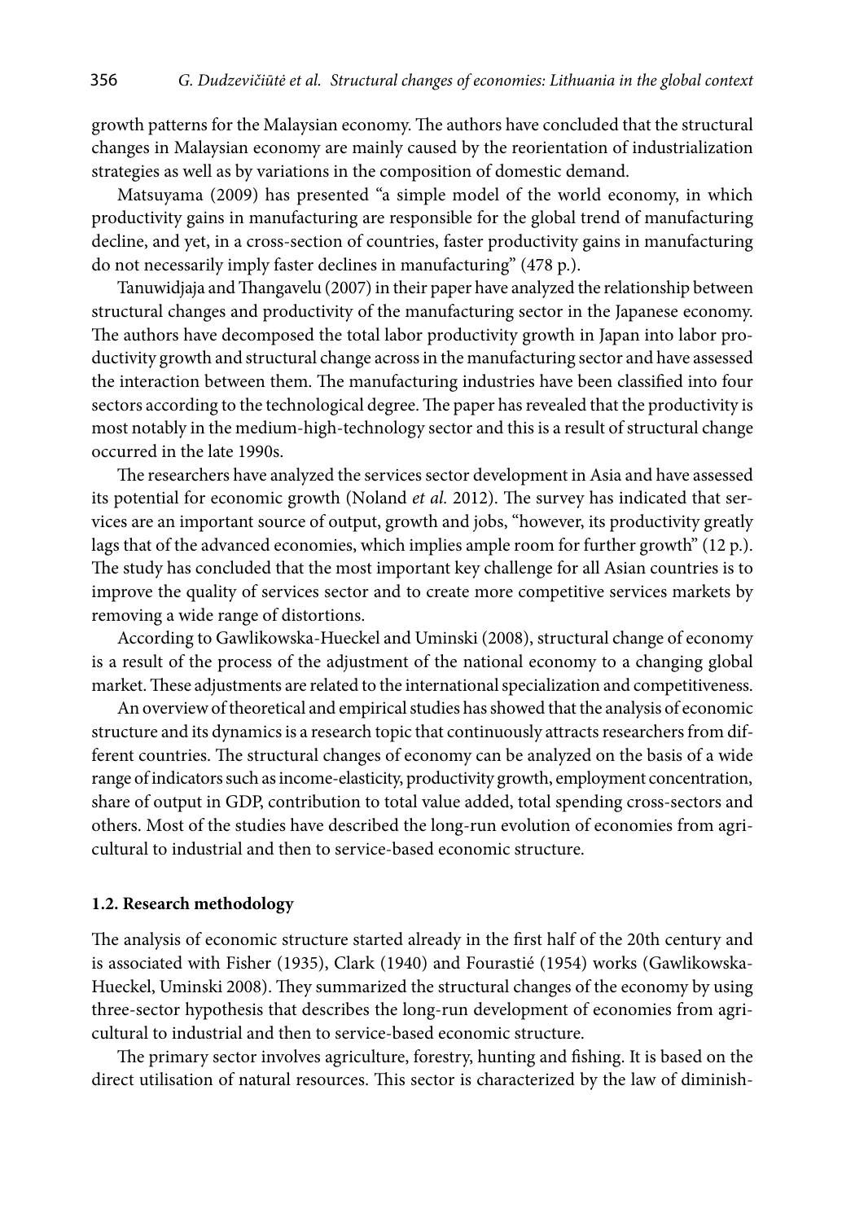growth patterns for the Malaysian economy. The authors have concluded that the structural changes in Malaysian economy are mainly caused by the reorientation of industrialization strategies as well as by variations in the composition of domestic demand.

Matsuyama (2009) has presented "a simple model of the world economy, in which productivity gains in manufacturing are responsible for the global trend of manufacturing decline, and yet, in a cross-section of countries, faster productivity gains in manufacturing do not necessarily imply faster declines in manufacturing" (478 p.).

Tanuwidjaja and Thangavelu (2007) in their paper have analyzed the relationship between structural changes and productivity of the manufacturing sector in the Japanese economy. The authors have decomposed the total labor productivity growth in Japan into labor productivity growth and structural change across in the manufacturing sector and have assessed the interaction between them. The manufacturing industries have been classified into four sectors according to the technological degree. The paper has revealed that the productivity is most notably in the medium-high-technology sector and this is a result of structural change occurred in the late 1990s.

The researchers have analyzed the services sector development in Asia and have assessed its potential for economic growth (Noland *et al.* 2012). The survey has indicated that services are an important source of output, growth and jobs, "however, its productivity greatly lags that of the advanced economies, which implies ample room for further growth" (12 p.). The study has concluded that the most important key challenge for all Asian countries is to improve the quality of services sector and to create more competitive services markets by removing a wide range of distortions.

According to Gawlikowska-Hueckel and Uminski (2008), structural change of economy is a result of the process of the adjustment of the national economy to a changing global market. These adjustments are related to the international specialization and competitiveness.

An overview of theoretical and empirical studies has showed that the analysis of economic structure and its dynamics is a research topic that continuously attracts researchers from different countries. The structural changes of economy can be analyzed on the basis of a wide range of indicators such as income-elasticity, productivity growth, employment concentration, share of output in GDP, contribution to total value added, total spending cross-sectors and others. Most of the studies have described the long-run evolution of economies from agricultural to industrial and then to service-based economic structure.

### 1.2. Research methodology

The analysis of economic structure started already in the first half of the 20th century and is associated with Fisher (1935), Clark (1940) and Fourastié (1954) works (Gawlikowska-Hueckel, Uminski 2008). They summarized the structural changes of the economy by using three-sector hypothesis that describes the long-run development of economies from agricultural to industrial and then to service-based economic structure.

The primary sector involves agriculture, forestry, hunting and fishing. It is based on the direct utilisation of natural resources. This sector is characterized by the law of diminish-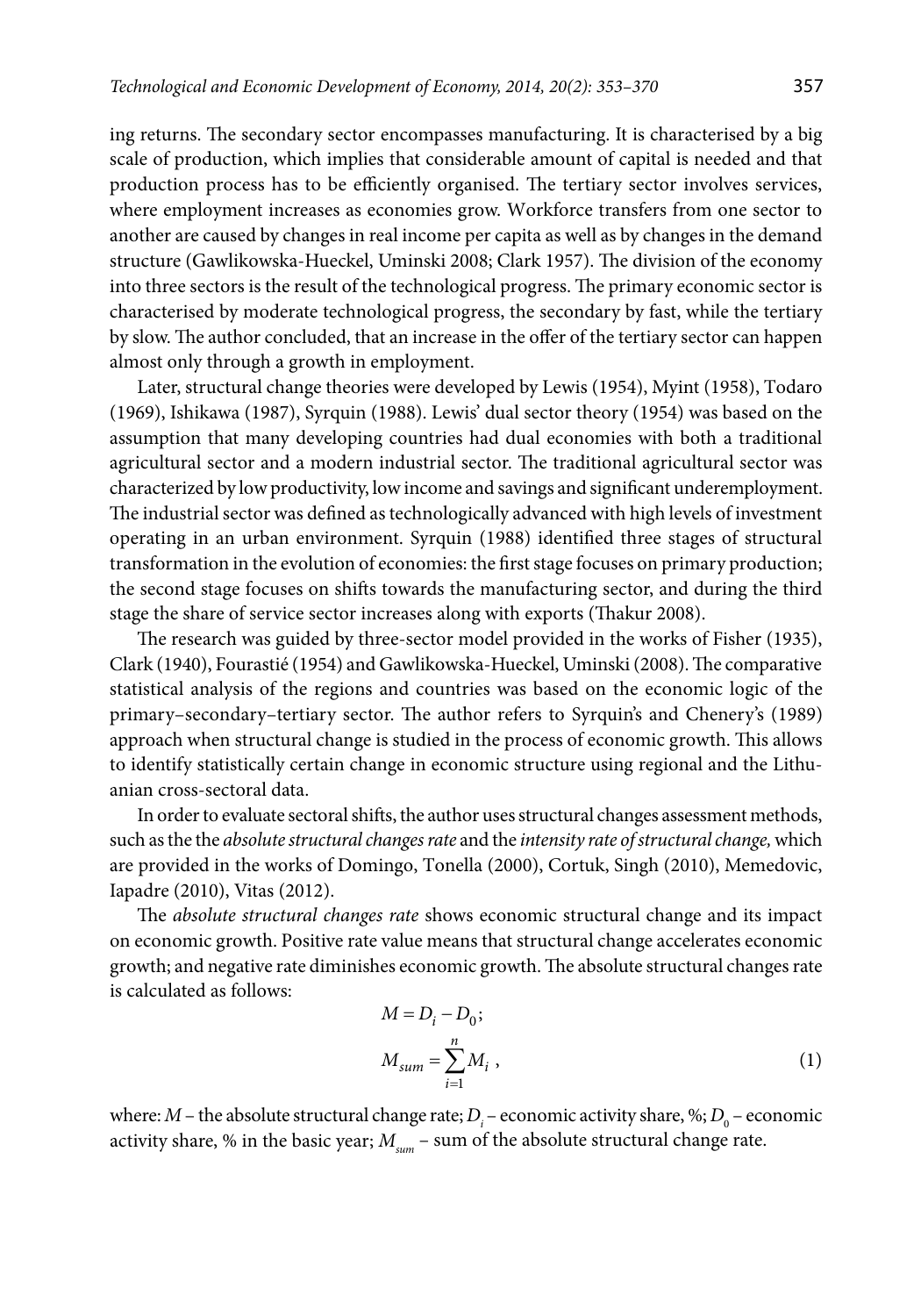ing returns. The secondary sector encompasses manufacturing. It is characterised by a big scale of production, which implies that considerable amount of capital is needed and that production process has to be efficiently organised. The tertiary sector involves services, where employment increases as economies grow. Workforce transfers from one sector to another are caused by changes in real income per capita as well as by changes in the demand structure (Gawlikowska-Hueckel, Uminski 2008; Clark 1957). The division of the economy into three sectors is the result of the technological progress. The primary economic sector is characterised by moderate technological progress, the secondary by fast, while the tertiary by slow. The author concluded, that an increase in the offer of the tertiary sector can happen almost only through a growth in employment.

Later, structural change theories were developed by Lewis (1954), Myint (1958), Todaro (1969), Ishikawa (1987), Syrquin (1988). Lewis' dual sector theory (1954) was based on the assumption that many developing countries had dual economies with both a traditional agricultural sector and a modern industrial sector. The traditional agricultural sector was characterized by low productivity, low income and savings and significant underemployment. The industrial sector was defined as technologically advanced with high levels of investment operating in an urban environment. Syrquin (1988) identified three stages of structural transformation in the evolution of economies: the first stage focuses on primary production; the second stage focuses on shifts towards the manufacturing sector, and during the third stage the share of service sector increases along with exports (Thakur 2008).

The research was guided by three-sector model provided in the works of Fisher (1935), Clark (1940), Fourastié (1954) and Gawlikowska-Hueckel, Uminski (2008). The comparative statistical analysis of the regions and countries was based on the economic logic of the primary–secondary–tertiary sector. The author refers to Syrquin's and Chenery's (1989) approach when structural change is studied in the process of economic growth. This allows to identify statistically certain change in economic structure using regional and the Lithuanian cross-sectoral data.

In order to evaluate sectoral shifts, the author uses structural changes assessment methods, such as the the *absolute structural changes rate* and the *intensity rate of structural change,* which are provided in the works of Domingo, Tonella (2000), Cortuk, Singh (2010), Memedovic, Iapadre (2010), Vitas (2012).

The *absolute structural changes rate* shows economic structural change and its impact on economic growth. Positive rate value means that structural change accelerates economic growth; and negative rate diminishes economic growth. The absolute structural changes rate is calculated as follows:

$$M = D_i - D_0;$$
$$M_{sum} = \sum_{i=1}^{n} M_i \ , \tag{1}$$

where: $M$ – the absolute structural change rate; $D_i$ – economic activity share, %; $D_0$ – economic activity share, % in the basic year; $M_{sum}$ – sum of the absolute structural change rate.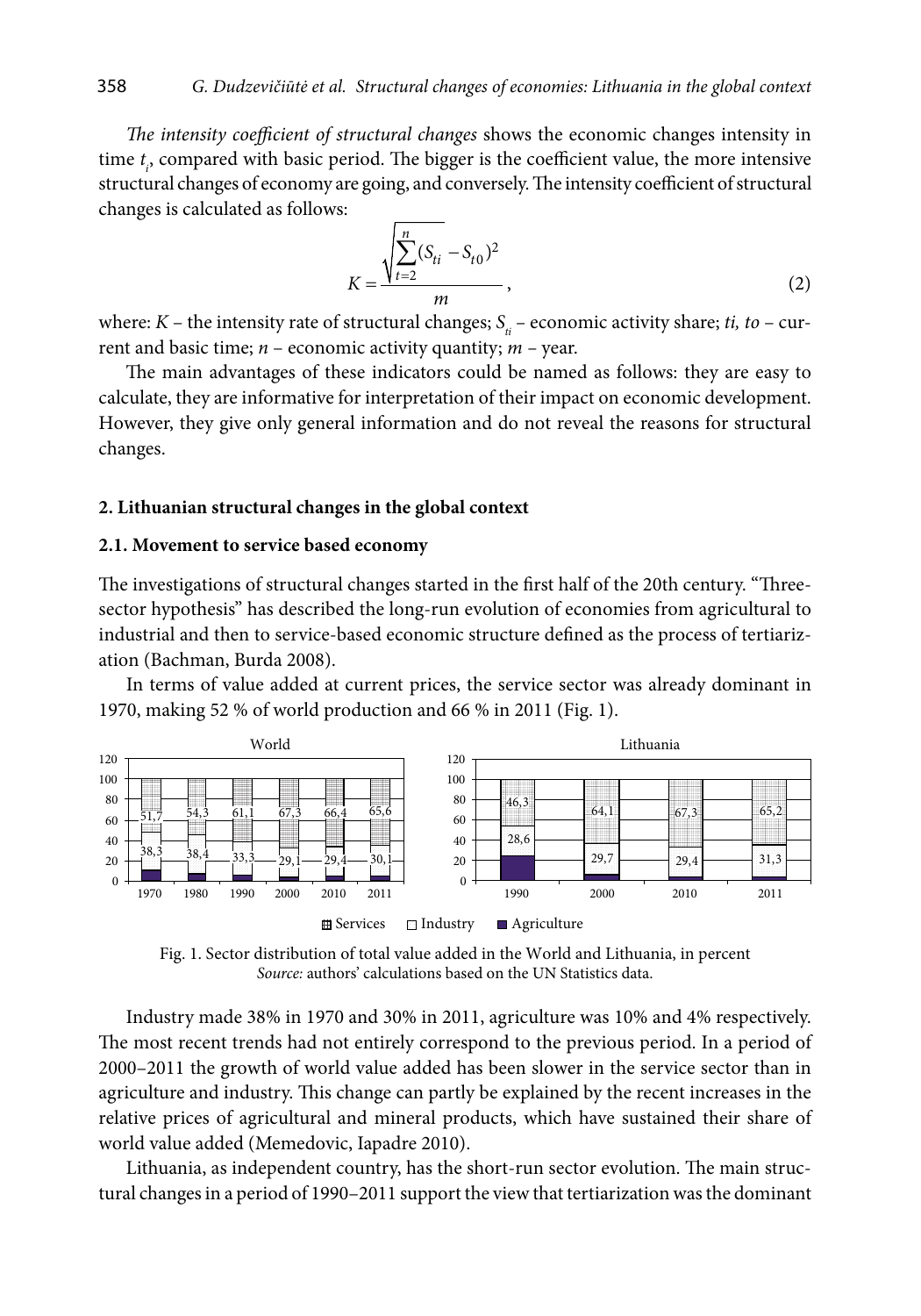*The intensity coefficient of structural changes* shows the economic changes intensity in time $t_i$, compared with basic period. The bigger is the coefficient value, the more intensive structural changes of economy are going, and conversely. The intensity coefficient of structural changes is calculated as follows:

$$K = \frac{\sqrt{\sum_{t=2}^{n} (S_{ti} - S_{t0})^2}}{m}, \tag{2}$$

where: $K$ – the intensity rate of structural changes; $S_{ti}$ – economic activity share; *ti, to* – current and basic time; $n$ – economic activity quantity; $m$ – year.

The main advantages of these indicators could be named as follows: they are easy to calculate, they are informative for interpretation of their impact on economic development. However, they give only general information and do not reveal the reasons for structural changes.

## 2. Lithuanian structural changes in the global context

### 2.1. Movement to service based economy

The investigations of structural changes started in the first half of the 20th century. "Three-sector hypothesis" has described the long-run evolution of economies from agricultural to industrial and then to service-based economic structure defined as the process of tertiarization (Bachman, Burda 2008).

In terms of value added at current prices, the service sector was already dominant in 1970, making 52 % of world production and 66 % in 2011 (Fig. 1).

Fig. 1. Sector distribution of total value added in the World and Lithuania, in percent
*Source:* authors' calculations based on the UN Statistics data.

Industry made 38% in 1970 and 30% in 2011, agriculture was 10% and 4% respectively. The most recent trends had not entirely correspond to the previous period. In a period of 2000–2011 the growth of world value added has been slower in the service sector than in agriculture and industry. This change can partly be explained by the recent increases in the relative prices of agricultural and mineral products, which have sustained their share of world value added (Memedovic, Iapadre 2010).

Lithuania, as independent country, has the short-run sector evolution. The main structural changes in a period of 1990–2011 support the view that tertiarization was the dominant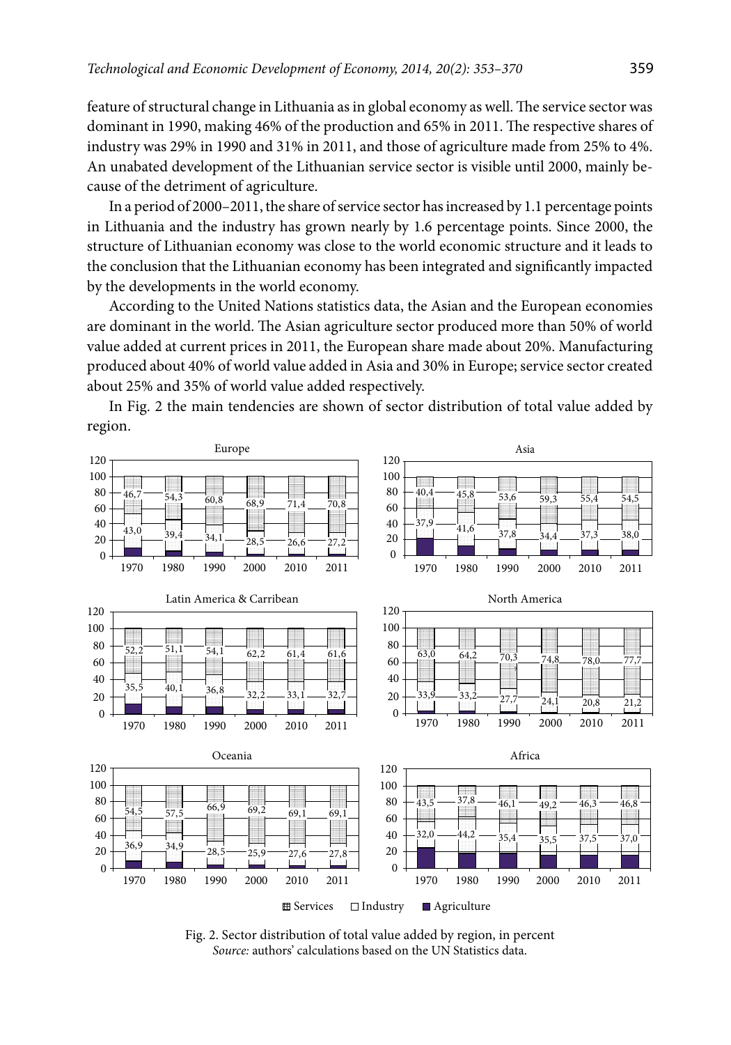feature of structural change in Lithuania as in global economy as well. The service sector was dominant in 1990, making 46% of the production and 65% in 2011. The respective shares of industry was 29% in 1990 and 31% in 2011, and those of agriculture made from 25% to 4%. An unabated development of the Lithuanian service sector is visible until 2000, mainly because of the detriment of agriculture.

In a period of 2000–2011, the share of service sector has increased by 1.1 percentage points in Lithuania and the industry has grown nearly by 1.6 percentage points. Since 2000, the structure of Lithuanian economy was close to the world economic structure and it leads to the conclusion that the Lithuanian economy has been integrated and significantly impacted by the developments in the world economy.

According to the United Nations statistics data, the Asian and the European economies are dominant in the world. The Asian agriculture sector produced more than 50% of world value added at current prices in 2011, the European share made about 20%. Manufacturing produced about 40% of world value added in Asia and 30% in Europe; service sector created about 25% and 35% of world value added respectively.

In Fig. 2 the main tendencies are shown of sector distribution of total value added by region.

| Region | Sector | 1970 | 1980 | 1990 | 2000 | 2010 | 2011 |
|---|---|---|---|---|---|---|---|
| Europe | Services | 46,7 | 54,3 | 60,8 | 68,9 | 71,4 | 70,8 |
| Europe | Industry | 43,0 | 39,4 | 34,1 | 28,5 | 26,6 | 27,2 |
| Asia | Services | 40,4 | 45,8 | 53,6 | 59,3 | 55,4 | 54,5 |
| Asia | Industry | 37,9 | 41,6 | 37,8 | 34,4 | 37,3 | 38,0 |
| Latin America & Carribean | Services | 52,2 | 51,1 | 54,1 | 62,2 | 61,4 | 61,6 |
| Latin America & Carribean | Industry | 35,5 | 40,1 | 36,8 | 32,2 | 33,1 | 32,7 |
| North America | Services | 63,0 | 64,2 | 70,3 | 74,8 | 78,0 | 77,7 |
| North America | Industry | 33,9 | 33,2 | 27,7 | 24,1 | 20,8 | 21,2 |
| Oceania | Services | 54,5 | 57,5 | 66,9 | 69,2 | 69,1 | 69,1 |
| Oceania | Industry | 36,9 | 34,9 | 28,5 | 25,9 | 27,6 | 27,8 |
| Africa | Services | 43,5 | 37,8 | 46,1 | 49,2 | 46,3 | 46,8 |
| Africa | Industry | 32,0 | 44,2 | 35,4 | 35,5 | 37,5 | 37,0 |

Services □ Industry ■ Agriculture

Fig. 2. Sector distribution of total value added by region, in percent
*Source:* authors' calculations based on the UN Statistics data.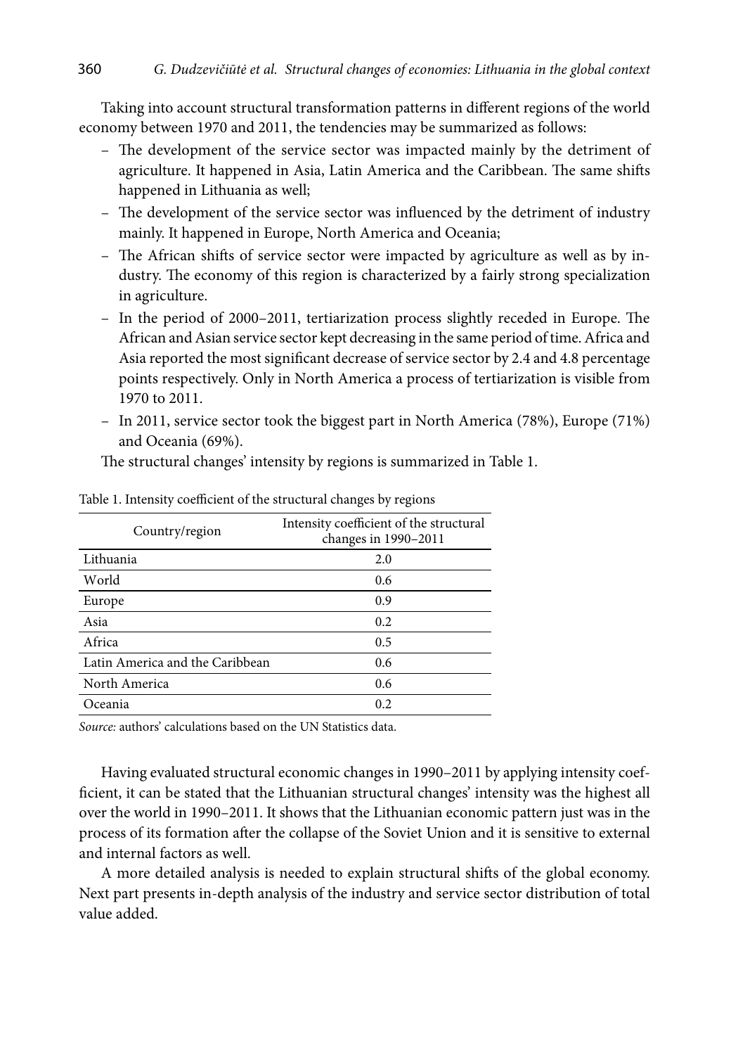Taking into account structural transformation patterns in different regions of the world economy between 1970 and 2011, the tendencies may be summarized as follows:

- The development of the service sector was impacted mainly by the detriment of agriculture. It happened in Asia, Latin America and the Caribbean. The same shifts happened in Lithuania as well;
- The development of the service sector was influenced by the detriment of industry mainly. It happened in Europe, North America and Oceania;
- The African shifts of service sector were impacted by agriculture as well as by industry. The economy of this region is characterized by a fairly strong specialization in agriculture.
- In the period of 2000–2011, tertiarization process slightly receded in Europe. The African and Asian service sector kept decreasing in the same period of time. Africa and Asia reported the most significant decrease of service sector by 2.4 and 4.8 percentage points respectively. Only in North America a process of tertiarization is visible from 1970 to 2011.
- In 2011, service sector took the biggest part in North America (78%), Europe (71%) and Oceania (69%).

The structural changes' intensity by regions is summarized in Table 1.

Table 1. Intensity coefficient of the structural changes by regions

| Country/region | Intensity coefficient of the structural changes in 1990–2011 |
|---|---|
| Lithuania | 2.0 |
| World | 0.6 |
| Europe | 0.9 |
| Asia | 0.2 |
| Africa | 0.5 |
| Latin America and the Caribbean | 0.6 |
| North America | 0.6 |
| Oceania | 0.2 |

*Source:* authors' calculations based on the UN Statistics data.

Having evaluated structural economic changes in 1990–2011 by applying intensity coefficient, it can be stated that the Lithuanian structural changes' intensity was the highest all over the world in 1990–2011. It shows that the Lithuanian economic pattern just was in the process of its formation after the collapse of the Soviet Union and it is sensitive to external and internal factors as well.

A more detailed analysis is needed to explain structural shifts of the global economy. Next part presents in-depth analysis of the industry and service sector distribution of total value added.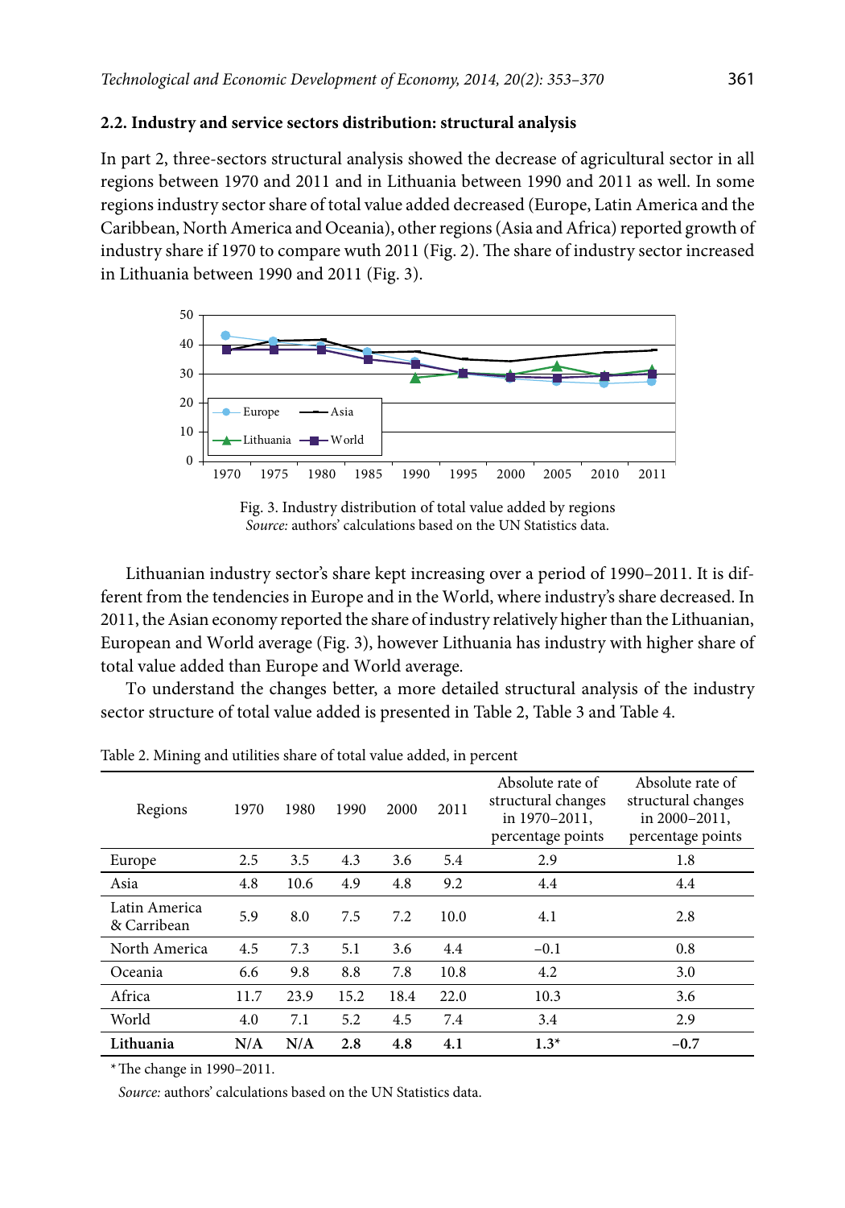### 2.2. Industry and service sectors distribution: structural analysis

In part 2, three-sectors structural analysis showed the decrease of agricultural sector in all regions between 1970 and 2011 and in Lithuania between 1990 and 2011 as well. In some regions industry sector share of total value added decreased (Europe, Latin America and the Caribbean, North America and Oceania), other regions (Asia and Africa) reported growth of industry share if 1970 to compare wuth 2011 (Fig. 2). The share of industry sector increased in Lithuania between 1990 and 2011 (Fig. 3).

Fig. 3. Industry distribution of total value added by regions
*Source:* authors' calculations based on the UN Statistics data.

Lithuanian industry sector's share kept increasing over a period of 1990–2011. It is different from the tendencies in Europe and in the World, where industry's share decreased. In 2011, the Asian economy reported the share of industry relatively higher than the Lithuanian, European and World average (Fig. 3), however Lithuania has industry with higher share of total value added than Europe and World average.

To understand the changes better, a more detailed structural analysis of the industry sector structure of total value added is presented in Table 2, Table 3 and Table 4.

Table 2. Mining and utilities share of total value added, in percent

| Regions | 1970 | 1980 | 1990 | 2000 | 2011 | Absolute rate of structural changes in 1970–2011, percentage points | Absolute rate of structural changes in 2000–2011, percentage points |
|---|---|---|---|---|---|---|---|
| Europe | 2.5 | 3.5 | 4.3 | 3.6 | 5.4 | 2.9 | 1.8 |
| Asia | 4.8 | 10.6 | 4.9 | 4.8 | 9.2 | 4.4 | 4.4 |
| Latin America & Carribean | 5.9 | 8.0 | 7.5 | 7.2 | 10.0 | 4.1 | 2.8 |
| North America | 4.5 | 7.3 | 5.1 | 3.6 | 4.4 | –0.1 | 0.8 |
| Oceania | 6.6 | 9.8 | 8.8 | 7.8 | 10.8 | 4.2 | 3.0 |
| Africa | 11.7 | 23.9 | 15.2 | 18.4 | 22.0 | 10.3 | 3.6 |
| World | 4.0 | 7.1 | 5.2 | 4.5 | 7.4 | 3.4 | 2.9 |
| **Lithuania** | **N/A** | **N/A** | **2.8** | **4.8** | **4.1** | **1.3*** | **–0.7** |

* The change in 1990–2011.

*Source:* authors' calculations based on the UN Statistics data.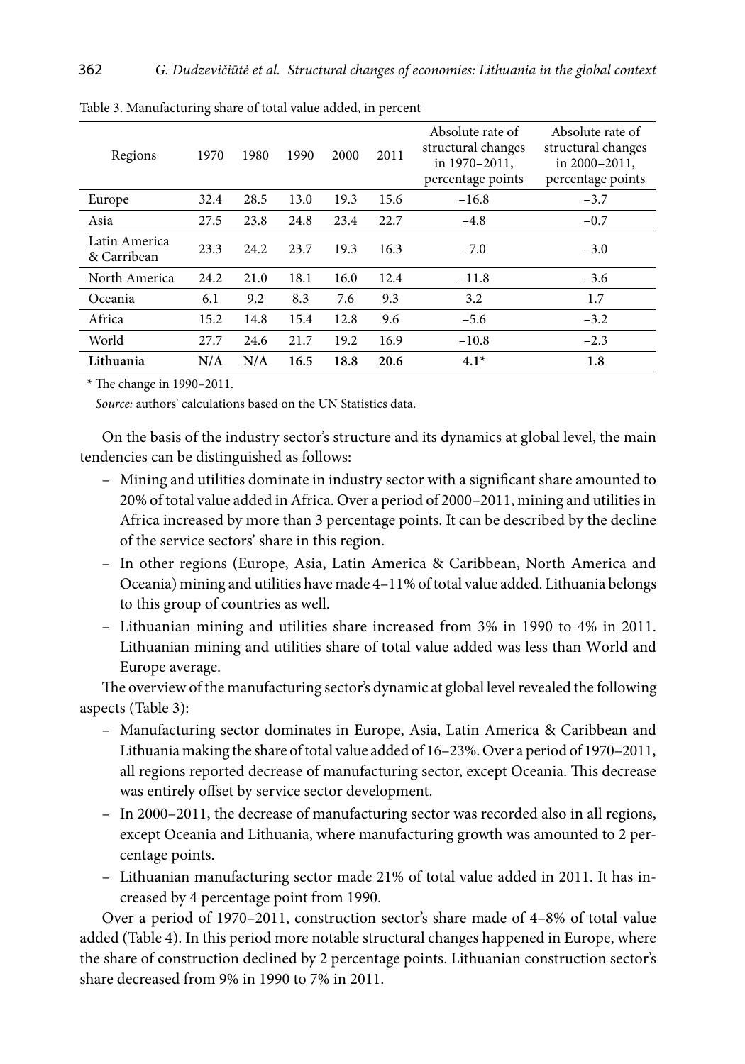Table 3. Manufacturing share of total value added, in percent

| Regions | 1970 | 1980 | 1990 | 2000 | 2011 | Absolute rate of structural changes in 1970–2011, percentage points | Absolute rate of structural changes in 2000–2011, percentage points |
|---|---|---|---|---|---|---|---|
| Europe | 32.4 | 28.5 | 13.0 | 19.3 | 15.6 | −16.8 | −3.7 |
| Asia | 27.5 | 23.8 | 24.8 | 23.4 | 22.7 | −4.8 | −0.7 |
| Latin America & Carribean | 23.3 | 24.2 | 23.7 | 19.3 | 16.3 | −7.0 | −3.0 |
| North America | 24.2 | 21.0 | 18.1 | 16.0 | 12.4 | −11.8 | −3.6 |
| Oceania | 6.1 | 9.2 | 8.3 | 7.6 | 9.3 | 3.2 | 1.7 |
| Africa | 15.2 | 14.8 | 15.4 | 12.8 | 9.6 | −5.6 | −3.2 |
| World | 27.7 | 24.6 | 21.7 | 19.2 | 16.9 | −10.8 | −2.3 |
| **Lithuania** | **N/A** | **N/A** | **16.5** | **18.8** | **20.6** | **4.1*** | **1.8** |

\* The change in 1990–2011.

*Source:* authors' calculations based on the UN Statistics data.

On the basis of the industry sector's structure and its dynamics at global level, the main tendencies can be distinguished as follows:

- Mining and utilities dominate in industry sector with a significant share amounted to 20% of total value added in Africa. Over a period of 2000–2011, mining and utilities in Africa increased by more than 3 percentage points. It can be described by the decline of the service sectors' share in this region.
- In other regions (Europe, Asia, Latin America & Caribbean, North America and Oceania) mining and utilities have made 4–11% of total value added. Lithuania belongs to this group of countries as well.
- Lithuanian mining and utilities share increased from 3% in 1990 to 4% in 2011. Lithuanian mining and utilities share of total value added was less than World and Europe average.

The overview of the manufacturing sector's dynamic at global level revealed the following aspects (Table 3):

- Manufacturing sector dominates in Europe, Asia, Latin America & Caribbean and Lithuania making the share of total value added of 16–23%. Over a period of 1970–2011, all regions reported decrease of manufacturing sector, except Oceania. This decrease was entirely offset by service sector development.
- In 2000–2011, the decrease of manufacturing sector was recorded also in all regions, except Oceania and Lithuania, where manufacturing growth was amounted to 2 percentage points.
- Lithuanian manufacturing sector made 21% of total value added in 2011. It has increased by 4 percentage point from 1990.

Over a period of 1970–2011, construction sector's share made of 4–8% of total value added (Table 4). In this period more notable structural changes happened in Europe, where the share of construction declined by 2 percentage points. Lithuanian construction sector's share decreased from 9% in 1990 to 7% in 2011.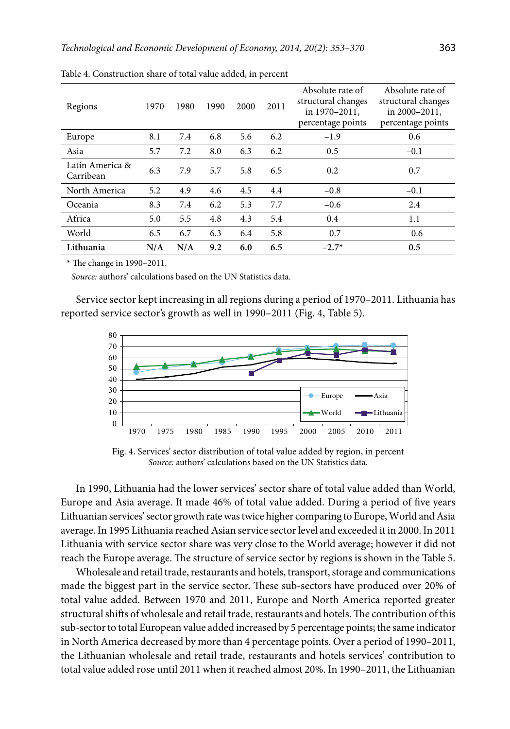Table 4. Construction share of total value added, in percent

| Regions | 1970 | 1980 | 1990 | 2000 | 2011 | Absolute rate of structural changes in 1970–2011, percentage points | Absolute rate of structural changes in 2000–2011, percentage points |
|---|---|---|---|---|---|---|---|
| Europe | 8.1 | 7.4 | 6.8 | 5.6 | 6.2 | –1.9 | 0.6 |
| Asia | 5.7 | 7.2 | 8.0 | 6.3 | 6.2 | 0.5 | –0.1 |
| Latin America & Carribean | 6.3 | 7.9 | 5.7 | 5.8 | 6.5 | 0.2 | 0.7 |
| North America | 5.2 | 4.9 | 4.6 | 4.5 | 4.4 | –0.8 | –0.1 |
| Oceania | 8.3 | 7.4 | 6.2 | 5.3 | 7.7 | –0.6 | 2.4 |
| Africa | 5.0 | 5.5 | 4.8 | 4.3 | 5.4 | 0.4 | 1.1 |
| World | 6.5 | 6.7 | 6.3 | 6.4 | 5.8 | –0.7 | –0.6 |
| **Lithuania** | **N/A** | **N/A** | **9.2** | **6.0** | **6.5** | **–2.7*** | **0.5** |

\* The change in 1990–2011.

*Source:* authors' calculations based on the UN Statistics data.

Service sector kept increasing in all regions during a period of 1970–2011. Lithuania has reported service sector's growth as well in 1990–2011 (Fig. 4, Table 5).

Fig. 4. Services' sector distribution of total value added by region, in percent
*Source:* authors' calculations based on the UN Statistics data.

In 1990, Lithuania had the lower services' sector share of total value added than World, Europe and Asia average. It made 46% of total value added. During a period of five years Lithuanian services' sector growth rate was twice higher comparing to Europe, World and Asia average. In 1995 Lithuania reached Asian service sector level and exceeded it in 2000. In 2011 Lithuania with service sector share was very close to the World average; however it did not reach the Europe average. The structure of service sector by regions is shown in the Table 5.

Wholesale and retail trade, restaurants and hotels, transport, storage and communications made the biggest part in the service sector. These sub-sectors have produced over 20% of total value added. Between 1970 and 2011, Europe and North America reported greater structural shifts of wholesale and retail trade, restaurants and hotels. The contribution of this sub-sector to total European value added increased by 5 percentage points; the same indicator in North America decreased by more than 4 percentage points. Over a period of 1990–2011, the Lithuanian wholesale and retail trade, restaurants and hotels services' contribution to total value added rose until 2011 when it reached almost 20%. In 1990–2011, the Lithuanian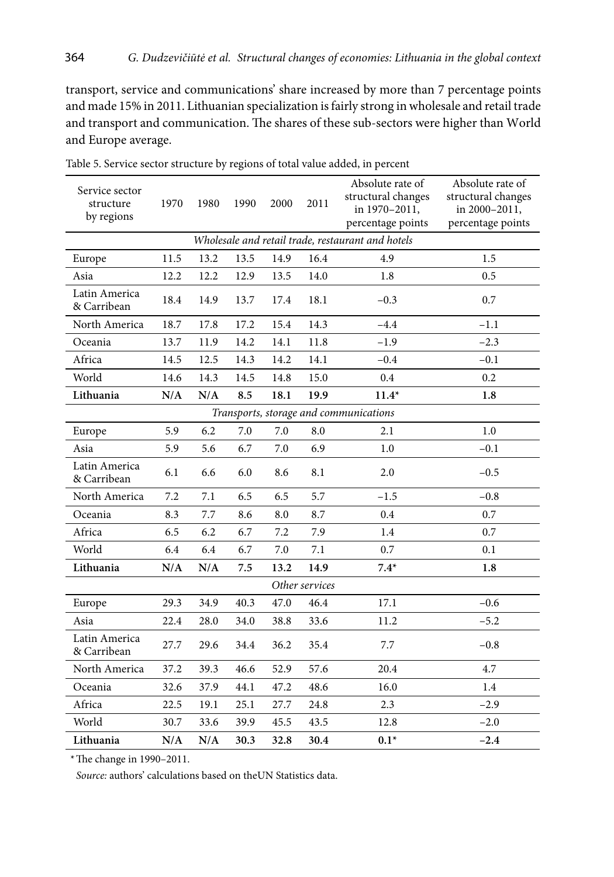transport, service and communications' share increased by more than 7 percentage points and made 15% in 2011. Lithuanian specialization is fairly strong in wholesale and retail trade and transport and communication. The shares of these sub-sectors were higher than World and Europe average.

Table 5. Service sector structure by regions of total value added, in percent

| Service sector structure by regions | 1970 | 1980 | 1990 | 2000 | 2011 | Absolute rate of structural changes in 1970–2011, percentage points | Absolute rate of structural changes in 2000–2011, percentage points |
|---|---|---|---|---|---|---|---|
| *Wholesale and retail trade, restaurant and hotels* | | | | | | | |
| Europe | 11.5 | 13.2 | 13.5 | 14.9 | 16.4 | 4.9 | 1.5 |
| Asia | 12.2 | 12.2 | 12.9 | 13.5 | 14.0 | 1.8 | 0.5 |
| Latin America & Carribean | 18.4 | 14.9 | 13.7 | 17.4 | 18.1 | −0.3 | 0.7 |
| North America | 18.7 | 17.8 | 17.2 | 15.4 | 14.3 | −4.4 | −1.1 |
| Oceania | 13.7 | 11.9 | 14.2 | 14.1 | 11.8 | −1.9 | −2.3 |
| Africa | 14.5 | 12.5 | 14.3 | 14.2 | 14.1 | −0.4 | −0.1 |
| World | 14.6 | 14.3 | 14.5 | 14.8 | 15.0 | 0.4 | 0.2 |
| **Lithuania** | **N/A** | **N/A** | **8.5** | **18.1** | **19.9** | **11.4*** | **1.8** |
| *Transports, storage and communications* | | | | | | | |
| Europe | 5.9 | 6.2 | 7.0 | 7.0 | 8.0 | 2.1 | 1.0 |
| Asia | 5.9 | 5.6 | 6.7 | 7.0 | 6.9 | 1.0 | −0.1 |
| Latin America & Carribean | 6.1 | 6.6 | 6.0 | 8.6 | 8.1 | 2.0 | −0.5 |
| North America | 7.2 | 7.1 | 6.5 | 6.5 | 5.7 | −1.5 | −0.8 |
| Oceania | 8.3 | 7.7 | 8.6 | 8.0 | 8.7 | 0.4 | 0.7 |
| Africa | 6.5 | 6.2 | 6.7 | 7.2 | 7.9 | 1.4 | 0.7 |
| World | 6.4 | 6.4 | 6.7 | 7.0 | 7.1 | 0.7 | 0.1 |
| **Lithuania** | **N/A** | **N/A** | **7.5** | **13.2** | **14.9** | **7.4*** | **1.8** |
| *Other services* | | | | | | | |
| Europe | 29.3 | 34.9 | 40.3 | 47.0 | 46.4 | 17.1 | −0.6 |
| Asia | 22.4 | 28.0 | 34.0 | 38.8 | 33.6 | 11.2 | −5.2 |
| Latin America & Carribean | 27.7 | 29.6 | 34.4 | 36.2 | 35.4 | 7.7 | −0.8 |
| North America | 37.2 | 39.3 | 46.6 | 52.9 | 57.6 | 20.4 | 4.7 |
| Oceania | 32.6 | 37.9 | 44.1 | 47.2 | 48.6 | 16.0 | 1.4 |
| Africa | 22.5 | 19.1 | 25.1 | 27.7 | 24.8 | 2.3 | −2.9 |
| World | 30.7 | 33.6 | 39.9 | 45.5 | 43.5 | 12.8 | −2.0 |
| **Lithuania** | **N/A** | **N/A** | **30.3** | **32.8** | **30.4** | **0.1*** | **−2.4** |

* The change in 1990–2011.

*Source:* authors' calculations based on theUN Statistics data.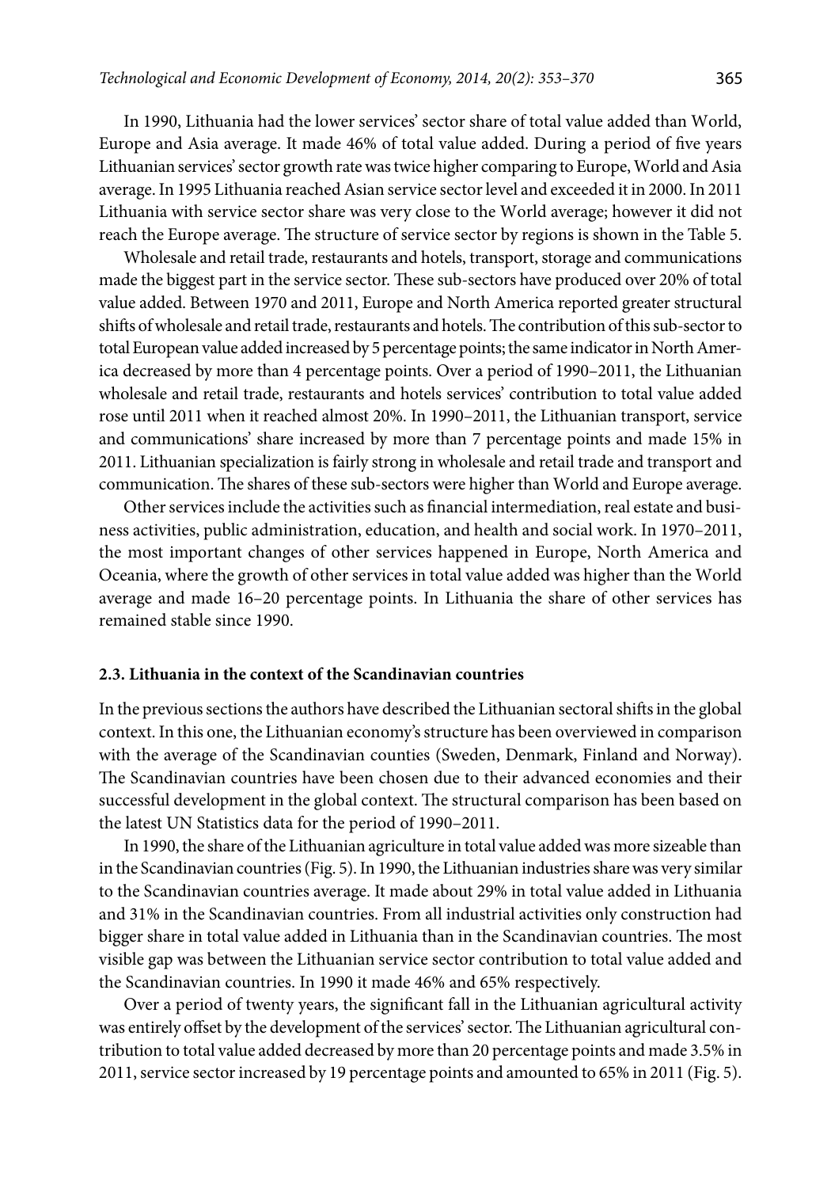In 1990, Lithuania had the lower services' sector share of total value added than World, Europe and Asia average. It made 46% of total value added. During a period of five years Lithuanian services' sector growth rate was twice higher comparing to Europe, World and Asia average. In 1995 Lithuania reached Asian service sector level and exceeded it in 2000. In 2011 Lithuania with service sector share was very close to the World average; however it did not reach the Europe average. The structure of service sector by regions is shown in the Table 5.

Wholesale and retail trade, restaurants and hotels, transport, storage and communications made the biggest part in the service sector. These sub-sectors have produced over 20% of total value added. Between 1970 and 2011, Europe and North America reported greater structural shifts of wholesale and retail trade, restaurants and hotels. The contribution of this sub-sector to total European value added increased by 5 percentage points; the same indicator in North America decreased by more than 4 percentage points. Over a period of 1990–2011, the Lithuanian wholesale and retail trade, restaurants and hotels services' contribution to total value added rose until 2011 when it reached almost 20%. In 1990–2011, the Lithuanian transport, service and communications' share increased by more than 7 percentage points and made 15% in 2011. Lithuanian specialization is fairly strong in wholesale and retail trade and transport and communication. The shares of these sub-sectors were higher than World and Europe average.

Other services include the activities such as financial intermediation, real estate and business activities, public administration, education, and health and social work. In 1970–2011, the most important changes of other services happened in Europe, North America and Oceania, where the growth of other services in total value added was higher than the World average and made 16–20 percentage points. In Lithuania the share of other services has remained stable since 1990.

### 2.3. Lithuania in the context of the Scandinavian countries

In the previous sections the authors have described the Lithuanian sectoral shifts in the global context. In this one, the Lithuanian economy's structure has been overviewed in comparison with the average of the Scandinavian counties (Sweden, Denmark, Finland and Norway). The Scandinavian countries have been chosen due to their advanced economies and their successful development in the global context. The structural comparison has been based on the latest UN Statistics data for the period of 1990–2011.

In 1990, the share of the Lithuanian agriculture in total value added was more sizeable than in the Scandinavian countries (Fig. 5). In 1990, the Lithuanian industries share was very similar to the Scandinavian countries average. It made about 29% in total value added in Lithuania and 31% in the Scandinavian countries. From all industrial activities only construction had bigger share in total value added in Lithuania than in the Scandinavian countries. The most visible gap was between the Lithuanian service sector contribution to total value added and the Scandinavian countries. In 1990 it made 46% and 65% respectively.

Over a period of twenty years, the significant fall in the Lithuanian agricultural activity was entirely offset by the development of the services' sector. The Lithuanian agricultural contribution to total value added decreased by more than 20 percentage points and made 3.5% in 2011, service sector increased by 19 percentage points and amounted to 65% in 2011 (Fig. 5).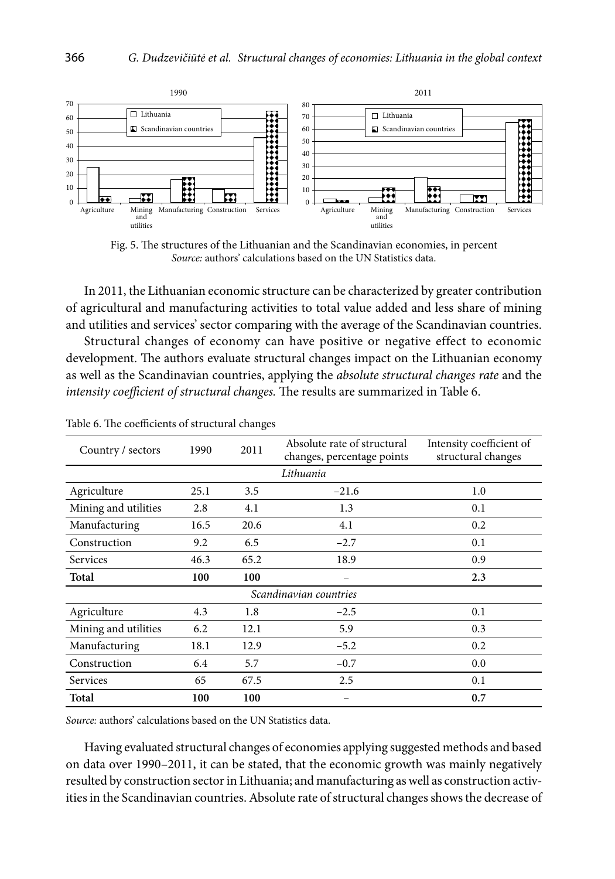Fig. 5. The structures of the Lithuanian and the Scandinavian economies, in percent
*Source:* authors' calculations based on the UN Statistics data.

In 2011, the Lithuanian economic structure can be characterized by greater contribution of agricultural and manufacturing activities to total value added and less share of mining and utilities and services' sector comparing with the average of the Scandinavian countries.

Structural changes of economy can have positive or negative effect to economic development. The authors evaluate structural changes impact on the Lithuanian economy as well as the Scandinavian countries, applying the *absolute structural changes rate* and the *intensity coefficient of structural changes.* The results are summarized in Table 6.

Table 6. The coefficients of structural changes

| Country / sectors | 1990 | 2011 | Absolute rate of structural changes, percentage points | Intensity coefficient of structural changes |
|---|---|---|---|---|
| | | *Lithuania* | | |
| Agriculture | 25.1 | 3.5 | −21.6 | 1.0 |
| Mining and utilities | 2.8 | 4.1 | 1.3 | 0.1 |
| Manufacturing | 16.5 | 20.6 | 4.1 | 0.2 |
| Construction | 9.2 | 6.5 | −2.7 | 0.1 |
| Services | 46.3 | 65.2 | 18.9 | 0.9 |
| **Total** | **100** | **100** | – | **2.3** |
| | | *Scandinavian countries* | | |
| Agriculture | 4.3 | 1.8 | −2.5 | 0.1 |
| Mining and utilities | 6.2 | 12.1 | 5.9 | 0.3 |
| Manufacturing | 18.1 | 12.9 | −5.2 | 0.2 |
| Construction | 6.4 | 5.7 | −0.7 | 0.0 |
| Services | 65 | 67.5 | 2.5 | 0.1 |
| **Total** | **100** | **100** | – | **0.7** |

*Source:* authors' calculations based on the UN Statistics data.

Having evaluated structural changes of economies applying suggested methods and based on data over 1990–2011, it can be stated, that the economic growth was mainly negatively resulted by construction sector in Lithuania; and manufacturing as well as construction activities in the Scandinavian countries. Absolute rate of structural changes shows the decrease of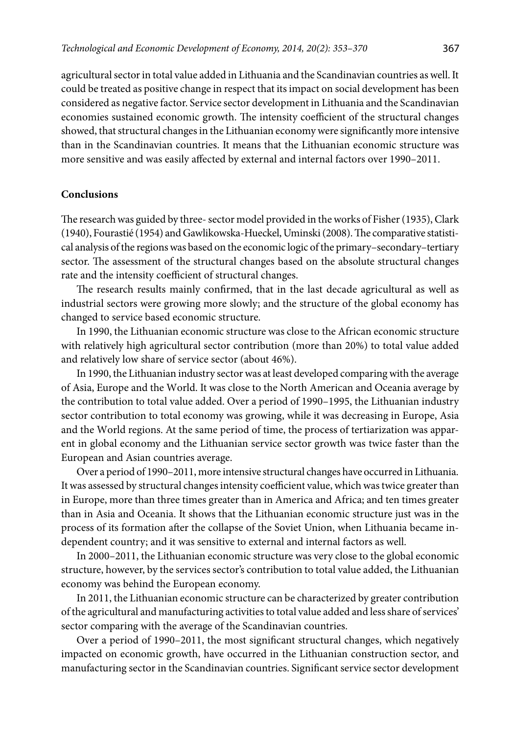agricultural sector in total value added in Lithuania and the Scandinavian countries as well. It could be treated as positive change in respect that its impact on social development has been considered as negative factor. Service sector development in Lithuania and the Scandinavian economies sustained economic growth. The intensity coefficient of the structural changes showed, that structural changes in the Lithuanian economy were significantly more intensive than in the Scandinavian countries. It means that the Lithuanian economic structure was more sensitive and was easily affected by external and internal factors over 1990–2011.

## Conclusions

The research was guided by three- sector model provided in the works of Fisher (1935), Clark (1940), Fourastié (1954) and Gawlikowska-Hueckel, Uminski (2008). The comparative statistical analysis of the regions was based on the economic logic of the primary–secondary–tertiary sector. The assessment of the structural changes based on the absolute structural changes rate and the intensity coefficient of structural changes.

The research results mainly confirmed, that in the last decade agricultural as well as industrial sectors were growing more slowly; and the structure of the global economy has changed to service based economic structure.

In 1990, the Lithuanian economic structure was close to the African economic structure with relatively high agricultural sector contribution (more than 20%) to total value added and relatively low share of service sector (about 46%).

In 1990, the Lithuanian industry sector was at least developed comparing with the average of Asia, Europe and the World. It was close to the North American and Oceania average by the contribution to total value added. Over a period of 1990–1995, the Lithuanian industry sector contribution to total economy was growing, while it was decreasing in Europe, Asia and the World regions. At the same period of time, the process of tertiarization was apparent in global economy and the Lithuanian service sector growth was twice faster than the European and Asian countries average.

Over a period of 1990–2011, more intensive structural changes have occurred in Lithuania. It was assessed by structural changes intensity coefficient value, which was twice greater than in Europe, more than three times greater than in America and Africa; and ten times greater than in Asia and Oceania. It shows that the Lithuanian economic structure just was in the process of its formation after the collapse of the Soviet Union, when Lithuania became independent country; and it was sensitive to external and internal factors as well.

In 2000–2011, the Lithuanian economic structure was very close to the global economic structure, however, by the services sector's contribution to total value added, the Lithuanian economy was behind the European economy.

In 2011, the Lithuanian economic structure can be characterized by greater contribution of the agricultural and manufacturing activities to total value added and less share of services' sector comparing with the average of the Scandinavian countries.

Over a period of 1990–2011, the most significant structural changes, which negatively impacted on economic growth, have occurred in the Lithuanian construction sector, and manufacturing sector in the Scandinavian countries. Significant service sector development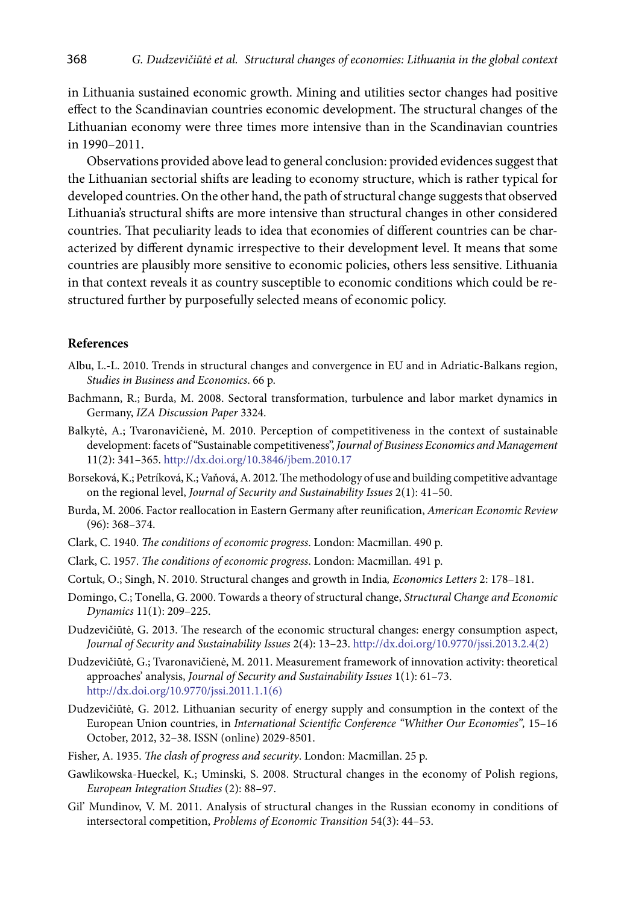in Lithuania sustained economic growth. Mining and utilities sector changes had positive effect to the Scandinavian countries economic development. The structural changes of the Lithuanian economy were three times more intensive than in the Scandinavian countries in 1990–2011.

Observations provided above lead to general conclusion: provided evidences suggest that the Lithuanian sectorial shifts are leading to economy structure, which is rather typical for developed countries. On the other hand, the path of structural change suggests that observed Lithuania's structural shifts are more intensive than structural changes in other considered countries. That peculiarity leads to idea that economies of different countries can be characterized by different dynamic irrespective to their development level. It means that some countries are plausibly more sensitive to economic policies, others less sensitive. Lithuania in that context reveals it as country susceptible to economic conditions which could be restructured further by purposefully selected means of economic policy.

## References

Albu, L.-L. 2010. Trends in structural changes and convergence in EU and in Adriatic-Balkans region, *Studies in Business and Economics*. 66 p.

Bachmann, R.; Burda, M. 2008. Sectoral transformation, turbulence and labor market dynamics in Germany, *IZA Discussion Paper* 3324.

Balkytė, A.; Tvaronavičienė, M. 2010. Perception of competitiveness in the context of sustainable development: facets of "Sustainable competitiveness", *Journal of Business Economics and Management* 11(2): 341–365. http://dx.doi.org/10.3846/jbem.2010.17

Borseková, K.; Petríková, K.; Vaňová, A. 2012. The methodology of use and building competitive advantage on the regional level, *Journal of Security and Sustainability Issues* 2(1): 41–50.

Burda, M. 2006. Factor reallocation in Eastern Germany after reunification, *American Economic Review* (96): 368–374.

Clark, C. 1940. *The conditions of economic progress*. London: Macmillan. 490 p.

Clark, C. 1957. *The conditions of economic progress*. London: Macmillan. 491 p.

Cortuk, O.; Singh, N. 2010. Structural changes and growth in India*, Economics Letters* 2: 178–181.

Domingo, C.; Tonella, G. 2000. Towards a theory of structural change, *Structural Change and Economic Dynamics* 11(1): 209–225.

Dudzevičiūtė, G. 2013. The research of the economic structural changes: energy consumption aspect, *Journal of Security and Sustainability Issues* 2(4): 13–23. http://dx.doi.org/10.9770/jssi.2013.2.4(2)

Dudzevičiūtė, G.; Tvaronavičienė, M. 2011. Measurement framework of innovation activity: theoretical approaches' analysis, *Journal of Security and Sustainability Issues* 1(1): 61–73. http://dx.doi.org/10.9770/jssi.2011.1.1(6)

Dudzevičiūtė, G. 2012. Lithuanian security of energy supply and consumption in the context of the European Union countries, in *International Scientific Conference "Whither Our Economies",* 15–16 October, 2012, 32–38. ISSN (online) 2029-8501.

Fisher, A. 1935. *The clash of progress and security*. London: Macmillan. 25 p.

Gawlikowska-Hueckel, K.; Uminski, S. 2008. Structural changes in the economy of Polish regions, *European Integration Studies* (2): 88–97.

Gil' Mundinov, V. M. 2011. Analysis of structural changes in the Russian economy in conditions of intersectoral competition, *Problems of Economic Transition* 54(3): 44–53.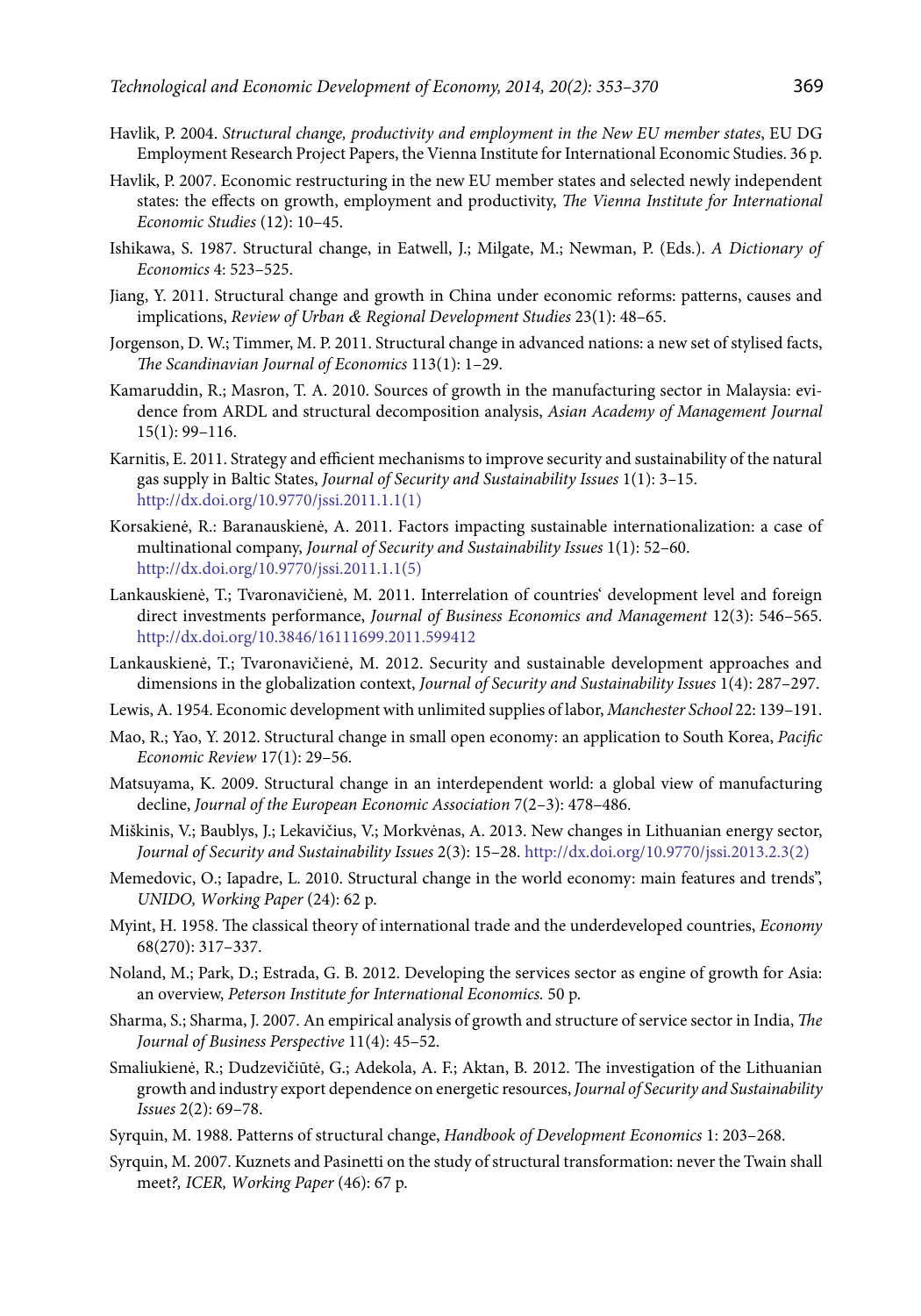Havlik, P. 2004. *Structural change, productivity and employment in the New EU member states*, EU DG Employment Research Project Papers, the Vienna Institute for International Economic Studies. 36 p.

Havlik, P. 2007. Economic restructuring in the new EU member states and selected newly independent states: the effects on growth, employment and productivity, *The Vienna Institute for International Economic Studies* (12): 10–45.

Ishikawa, S. 1987. Structural change, in Eatwell, J.; Milgate, M.; Newman, P. (Eds.). *A Dictionary of Economics* 4: 523–525.

Jiang, Y. 2011. Structural change and growth in China under economic reforms: patterns, causes and implications, *Review of Urban & Regional Development Studies* 23(1): 48–65.

Jorgenson, D. W.; Timmer, M. P. 2011. Structural change in advanced nations: a new set of stylised facts, *The Scandinavian Journal of Economics* 113(1): 1–29.

Kamaruddin, R.; Masron, T. A. 2010. Sources of growth in the manufacturing sector in Malaysia: evidence from ARDL and structural decomposition analysis, *Asian Academy of Management Journal* 15(1): 99–116.

Karnitis, E. 2011. Strategy and efficient mechanisms to improve security and sustainability of the natural gas supply in Baltic States, *Journal of Security and Sustainability Issues* 1(1): 3–15. http://dx.doi.org/10.9770/jssi.2011.1.1(1)

Korsakienė, R.: Baranauskienė, A. 2011. Factors impacting sustainable internationalization: a case of multinational company, *Journal of Security and Sustainability Issues* 1(1): 52–60. http://dx.doi.org/10.9770/jssi.2011.1.1(5)

Lankauskienė, T.; Tvaronavičienė, M. 2011. Interrelation of countries' development level and foreign direct investments performance, *Journal of Business Economics and Management* 12(3): 546–565. http://dx.doi.org/10.3846/16111699.2011.599412

Lankauskienė, T.; Tvaronavičienė, M. 2012. Security and sustainable development approaches and dimensions in the globalization context, *Journal of Security and Sustainability Issues* 1(4): 287–297.

Lewis, A. 1954. Economic development with unlimited supplies of labor, *Manchester School* 22: 139–191.

Mao, R.; Yao, Y. 2012. Structural change in small open economy: an application to South Korea, *Pacific Economic Review* 17(1): 29–56.

Matsuyama, K. 2009. Structural change in an interdependent world: a global view of manufacturing decline, *Journal of the European Economic Association* 7(2–3): 478–486.

Miškinis, V.; Baublys, J.; Lekavičius, V.; Morkvėnas, A. 2013. New changes in Lithuanian energy sector, *Journal of Security and Sustainability Issues* 2(3): 15–28. http://dx.doi.org/10.9770/jssi.2013.2.3(2)

Memedovic, O.; Iapadre, L. 2010. Structural change in the world economy: main features and trends", *UNIDO, Working Paper* (24): 62 p.

Myint, H. 1958. The classical theory of international trade and the underdeveloped countries, *Economy* 68(270): 317–337.

Noland, M.; Park, D.; Estrada, G. B. 2012. Developing the services sector as engine of growth for Asia: an overview, *Peterson Institute for International Economics.* 50 p.

Sharma, S.; Sharma, J. 2007. An empirical analysis of growth and structure of service sector in India, *The Journal of Business Perspective* 11(4): 45–52.

Smaliukienė, R.; Dudzevičiūtė, G.; Adekola, A. F.; Aktan, B. 2012. The investigation of the Lithuanian growth and industry export dependence on energetic resources, *Journal of Security and Sustainability Issues* 2(2): 69–78.

Syrquin, M. 1988. Patterns of structural change, *Handbook of Development Economics* 1: 203–268.

Syrquin, M. 2007. Kuznets and Pasinetti on the study of structural transformation: never the Twain shall meet*?, ICER, Working Paper* (46): 67 p.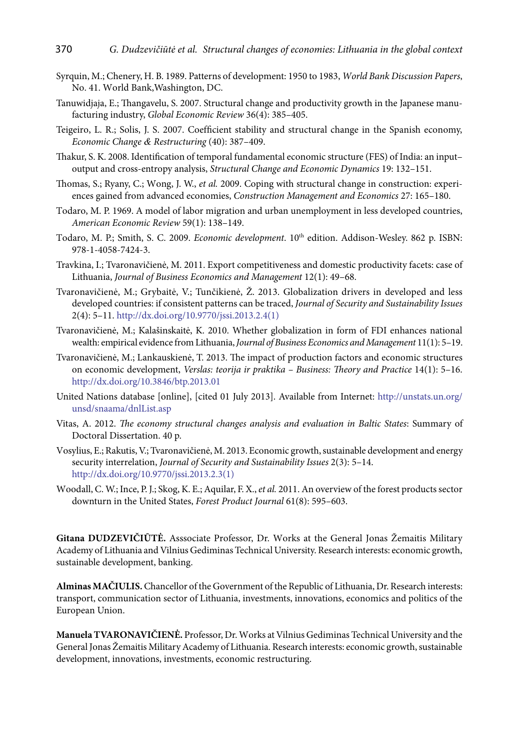Syrquin, M.; Chenery, H. B. 1989. Patterns of development: 1950 to 1983, *World Bank Discussion Papers*, No. 41. World Bank,Washington, DC.

Tanuwidjaja, E.; Thangavelu, S. 2007. Structural change and productivity growth in the Japanese manufacturing industry, *Global Economic Review* 36(4): 385–405.

Teigeiro, L. R.; Solis, J. S. 2007. Coefficient stability and structural change in the Spanish economy, *Economic Change & Restructuring* (40): 387–409.

Thakur, S. K. 2008. Identification of temporal fundamental economic structure (FES) of India: an input–output and cross-entropy analysis, *Structural Change and Economic Dynamics* 19: 132–151.

Thomas, S.; Ryany, C.; Wong, J. W., *et al.* 2009. Coping with structural change in construction: experiences gained from advanced economies, *Construction Management and Economics* 27: 165–180.

Todaro, M. P. 1969. A model of labor migration and urban unemployment in less developed countries, *American Economic Review* 59(1): 138–149.

Todaro, M. P.; Smith, S. C. 2009. *Economic development*. 10th edition. Addison-Wesley. 862 p. ISBN: 978-1-4058-7424-3.

Travkina, I.; Tvaronavičienė, M. 2011. Export competitiveness and domestic productivity facets: case of Lithuania, *Journal of Business Economics and Management* 12(1): 49–68.

Tvaronavičienė, M.; Grybaitė, V.; Tunčikienė, Ž. 2013. Globalization drivers in developed and less developed countries: if consistent patterns can be traced, *Journal of Security and Sustainability Issues* 2(4): 5–11. http://dx.doi.org/10.9770/jssi.2013.2.4(1)

Tvaronavičienė, M.; Kalašinskaitė, K. 2010. Whether globalization in form of FDI enhances national wealth: empirical evidence from Lithuania, *Journal of Business Economics and Management* 11(1): 5–19.

Tvaronavičienė, M.; Lankauskienė, T. 2013. The impact of production factors and economic structures on economic development, *Verslas: teorija ir praktika – Business: Theory and Practice* 14(1): 5–16. http://dx.doi.org/10.3846/btp.2013.01

United Nations database [online], [cited 01 July 2013]. Available from Internet: http://unstats.un.org/unsd/snaama/dnlList.asp

Vitas, A. 2012. *The economy structural changes analysis and evaluation in Baltic States*: Summary of Doctoral Dissertation. 40 p.

Vosylius, E.; Rakutis, V.; Tvaronavičienė, M. 2013. Economic growth, sustainable development and energy security interrelation, *Journal of Security and Sustainability Issues* 2(3): 5–14. http://dx.doi.org/10.9770/jssi.2013.2.3(1)

Woodall, C. W.; Ince, P. J.; Skog, K. E.; Aquilar, F. X., *et al.* 2011. An overview of the forest products sector downturn in the United States, *Forest Product Journal* 61(8): 595–603.

**Gitana DUDZEVIČIŪTĖ.** Asssociate Professor, Dr. Works at the General Jonas Žemaitis Military Academy of Lithuania and Vilnius Gediminas Technical University. Research interests: economic growth, sustainable development, banking.

**Alminas MAČIULIS.** Chancellor of the Government of the Republic of Lithuania, Dr. Research interests: transport, communication sector of Lithuania, investments, innovations, economics and politics of the European Union.

**Manuela TVARONAVIČIENĖ.** Professor, Dr. Works at Vilnius Gediminas Technical University and the General Jonas Žemaitis Military Academy of Lithuania. Research interests: economic growth, sustainable development, innovations, investments, economic restructuring.